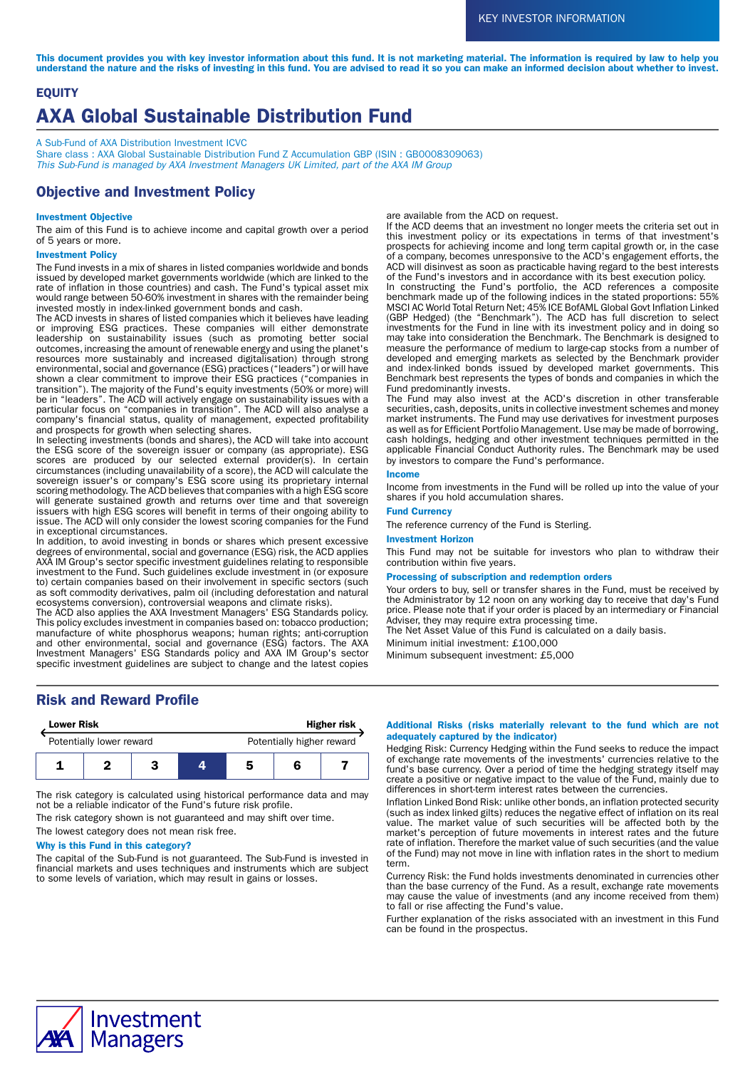KEY INVESTOR INFORMATION

**This document provides you with key investor information about this fund. It is not marketing material. The information is required by law to help you understand the nature and the risks of investing in this fund. You are advised to read it so you can make an informed decision about whether to invest.**

**EQUITY**

# AXA Global Sustainable Distribution Fund

A Sub-Fund of AXA Distribution Investment ICVC
Share class : AXA Global Sustainable Distribution Fund Z Accumulation GBP (ISIN : GB0008309063)
*This Sub-Fund is managed by AXA Investment Managers UK Limited, part of the AXA IM Group*

## Objective and Investment Policy

### Investment Objective

The aim of this Fund is to achieve income and capital growth over a period of 5 years or more.

### Investment Policy

The Fund invests in a mix of shares in listed companies worldwide and bonds issued by developed market governments worldwide (which are linked to the rate of inflation in those countries) and cash. The Fund's typical asset mix would range between 50-60% investment in shares with the remainder being invested mostly in index-linked government bonds and cash.
The ACD invests in shares of listed companies which it believes have leading or improving ESG practices. These companies will either demonstrate leadership on sustainability issues (such as promoting better social outcomes, increasing the amount of renewable energy and using the planet's resources more sustainably and increased digitalisation) through strong environmental, social and governance (ESG) practices ("leaders") or will have shown a clear commitment to improve their ESG practices ("companies in transition"). The majority of the Fund's equity investments (50% or more) will be in "leaders". The ACD will actively engage on sustainability issues with a particular focus on "companies in transition". The ACD will also analyse a company's financial status, quality of management, expected profitability and prospects for growth when selecting shares.
In selecting investments (bonds and shares), the ACD will take into account the ESG score of the sovereign issuer or company (as appropriate). ESG scores are produced by our selected external provider(s). In certain circumstances (including unavailability of a score), the ACD will calculate the sovereign issuer's or company's ESG score using its proprietary internal scoring methodology. The ACD believes that companies with a high ESG score will generate sustained growth and returns over time and that sovereign issuers with high ESG scores will benefit in terms of their ongoing ability to issue. The ACD will only consider the lowest scoring companies for the Fund in exceptional circumstances.
In addition, to avoid investing in bonds or shares which present excessive degrees of environmental, social and governance (ESG) risk, the ACD applies AXA IM Group's sector specific investment guidelines relating to responsible investment to the Fund. Such guidelines exclude investment in (or exposure to) certain companies based on their involvement in specific sectors (such as soft commodity derivatives, palm oil (including deforestation and natural ecosystems conversion), controversial weapons and climate risks).
The ACD also applies the AXA Investment Managers' ESG Standards policy. This policy excludes investment in companies based on: tobacco production; manufacture of white phosphorus weapons; human rights; anti-corruption and other environmental, social and governance (ESG) factors. The AXA Investment Managers' ESG Standards policy and AXA IM Group's sector specific investment guidelines are subject to change and the latest copies are available from the ACD on request.
If the ACD deems that an investment no longer meets the criteria set out in this investment policy or its expectations in terms of that investment's prospects for achieving income and long term capital growth or, in the case of a company, becomes unresponsive to the ACD's engagement efforts, the ACD will disinvest as soon as practicable having regard to the best interests of the Fund's investors and in accordance with its best execution policy.
In constructing the Fund's portfolio, the ACD references a composite benchmark made up of the following indices in the stated proportions: 55% MSCI AC World Total Return Net; 45% ICE BofAML Global Govt Inflation Linked (GBP Hedged) (the "Benchmark"). The ACD has full discretion to select investments for the Fund in line with its investment policy and in doing so may take into consideration the Benchmark. The Benchmark is designed to measure the performance of medium to large-cap stocks from a number of developed and emerging markets as selected by the Benchmark provider and index-linked bonds issued by developed market governments. This Benchmark best represents the types of bonds and companies in which the Fund predominantly invests.
The Fund may also invest at the ACD's discretion in other transferable securities, cash, deposits, units in collective investment schemes and money market instruments. The Fund may use derivatives for investment purposes as well as for Efficient Portfolio Management. Use may be made of borrowing, cash holdings, hedging and other investment techniques permitted in the applicable Financial Conduct Authority rules. The Benchmark may be used by investors to compare the Fund's performance.

### Income

Income from investments in the Fund will be rolled up into the value of your shares if you hold accumulation shares.

### Fund Currency

The reference currency of the Fund is Sterling.

### Investment Horizon

This Fund may not be suitable for investors who plan to withdraw their contribution within five years.

### Processing of subscription and redemption orders

Your orders to buy, sell or transfer shares in the Fund, must be received by the Administrator by 12 noon on any working day to receive that day's Fund price. Please note that if your order is placed by an intermediary or Financial Adviser, they may require extra processing time.
The Net Asset Value of this Fund is calculated on a daily basis.

Minimum initial investment: £100,000

Minimum subsequent investment: £5,000

## Risk and Reward Profile

| Lower Risk | | | | | | Higher risk |
|---|---|---|---|---|---|---|
| Potentially lower reward | | | | | | Potentially higher reward |
| 1 | 2 | 3 | **4** | 5 | 6 | 7 |

The risk category is calculated using historical performance data and may not be a reliable indicator of the Fund's future risk profile.

The risk category shown is not guaranteed and may shift over time.

The lowest category does not mean risk free.

### Why is this Fund in this category?

The capital of the Sub-Fund is not guaranteed. The Sub-Fund is invested in financial markets and uses techniques and instruments which are subject to some levels of variation, which may result in gains or losses.

### Additional Risks (risks materially relevant to the fund which are not adequately captured by the indicator)

Hedging Risk: Currency Hedging within the Fund seeks to reduce the impact of exchange rate movements of the investments' currencies relative to the fund's base currency. Over a period of time the hedging strategy itself may create a positive or negative impact to the value of the Fund, mainly due to differences in short-term interest rates between the currencies.

Inflation Linked Bond Risk: unlike other bonds, an inflation protected security (such as index linked gilts) reduces the negative effect of inflation on its real value. The market value of such securities will be affected both by the market's perception of future movements in interest rates and the future rate of inflation. Therefore the market value of such securities (and the value of the Fund) may not move in line with inflation rates in the short to medium term.

Currency Risk: the Fund holds investments denominated in currencies other than the base currency of the Fund. As a result, exchange rate movements may cause the value of investments (and any income received from them) to fall or rise affecting the Fund's value.

Further explanation of the risks associated with an investment in this Fund can be found in the prospectus.

AXA Investment Managers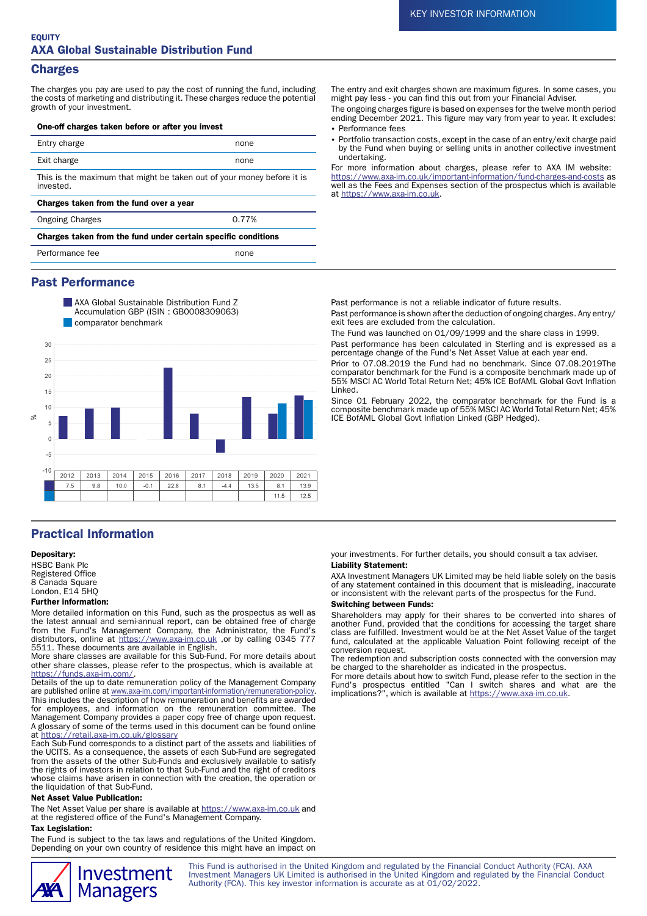KEY INVESTOR INFORMATION

EQUITY
**AXA Global Sustainable Distribution Fund**

## Charges

The charges you pay are used to pay the cost of running the fund, including the costs of marketing and distributing it. These charges reduce the potential growth of your investment.

| One-off charges taken before or after you invest | |
|---|---|
| Entry charge | none |
| Exit charge | none |
| This is the maximum that might be taken out of your money before it is invested. | |
| **Charges taken from the fund over a year** | |
| Ongoing Charges | 0.77% |
| **Charges taken from the fund under certain specific conditions** | |
| Performance fee | none |

The entry and exit charges shown are maximum figures. In some cases, you might pay less - you can find this out from your Financial Adviser.

The ongoing charges figure is based on expenses for the twelve month period ending December 2021. This figure may vary from year to year. It excludes:

- Performance fees
- Portfolio transaction costs, except in the case of an entry/exit charge paid by the Fund when buying or selling units in another collective investment undertaking.

For more information about charges, please refer to AXA IM website: https://www.axa-im.co.uk/important-information/fund-charges-and-costs as well as the Fees and Expenses section of the prospectus which is available at https://www.axa-im.co.uk.

## Past Performance

AXA Global Sustainable Distribution Fund Z Accumulation GBP (ISIN : GB0008309063)
comparator benchmark

%
30
25
20
15
10
5
0
-5
-10

| | 2012 | 2013 | 2014 | 2015 | 2016 | 2017 | 2018 | 2019 | 2020 | 2021 |
|---|---|---|---|---|---|---|---|---|---|---|
| Fund | 7.5 | 9.8 | 10.0 | -0.1 | 22.8 | 8.1 | -4.4 | 13.5 | 8.1 | 13.9 |
| Comparator benchmark | | | | | | | | | 11.5 | 12.5 |

Past performance is not a reliable indicator of future results.

Past performance is shown after the deduction of ongoing charges. Any entry/exit fees are excluded from the calculation.

The Fund was launched on 01/09/1999 and the share class in 1999.

Past performance has been calculated in Sterling and is expressed as a percentage change of the Fund's Net Asset Value at each year end.

Prior to 07.08.2019 the Fund had no benchmark. Since 07.08.2019The comparator benchmark for the Fund is a composite benchmark made up of 55% MSCI AC World Total Return Net; 45% ICE BofAML Global Govt Inflation Linked.

Since 01 February 2022, the comparator benchmark for the Fund is a composite benchmark made up of 55% MSCI AC World Total Return Net; 45% ICE BofAML Global Govt Inflation Linked (GBP Hedged).

## Practical Information

**Depositary:**

HSBC Bank Plc
Registered Office
8 Canada Square
London, E14 5HQ

**Further information:**

More detailed information on this Fund, such as the prospectus as well as the latest annual and semi-annual report, can be obtained free of charge from the Fund's Management Company, the Administrator, the Fund's distributors, online at https://www.axa-im.co.uk ,or by calling 0345 777 5511. These documents are available in English.

More share classes are available for this Sub-Fund. For more details about other share classes, please refer to the prospectus, which is available at https://funds.axa-im.com/.

Details of the up to date remuneration policy of the Management Company are published online at www.axa-im.com/important-information/remuneration-policy. This includes the description of how remuneration and benefits are awarded for employees, and information on the remuneration committee. The Management Company provides a paper copy free of charge upon request.

A glossary of some of the terms used in this document can be found online at https://retail.axa-im.co.uk/glossary

Each Sub-Fund corresponds to a distinct part of the assets and liabilities of the UCITS. As a consequence, the assets of each Sub-Fund are segregated from the assets of the other Sub-Funds and exclusively available to satisfy the rights of investors in relation to that Sub-Fund and the right of creditors whose claims have arisen in connection with the creation, the operation or the liquidation of that Sub-Fund.

**Net Asset Value Publication:**

The Net Asset Value per share is available at https://www.axa-im.co.uk and at the registered office of the Fund's Management Company.

**Tax Legislation:**

The Fund is subject to the tax laws and regulations of the United Kingdom. Depending on your own country of residence this might have an impact on your investments. For further details, you should consult a tax adviser.

**Liability Statement:**

AXA Investment Managers UK Limited may be held liable solely on the basis of any statement contained in this document that is misleading, inaccurate or inconsistent with the relevant parts of the prospectus for the Fund.

**Switching between Funds:**

Shareholders may apply for their shares to be converted into shares of another Fund, provided that the conditions for accessing the target share class are fulfilled. Investment would be at the Net Asset Value of the target fund, calculated at the applicable Valuation Point following receipt of the conversion request.

The redemption and subscription costs connected with the conversion may be charged to the shareholder as indicated in the prospectus.

For more details about how to switch Fund, please refer to the section in the Fund's prospectus entitled "Can I switch shares and what are the implications?", which is available at https://www.axa-im.co.uk.

AXA Investment Managers

This Fund is authorised in the United Kingdom and regulated by the Financial Conduct Authority (FCA). AXA Investment Managers UK Limited is authorised in the United Kingdom and regulated by the Financial Conduct Authority (FCA). This key investor information is accurate as at 01/02/2022.